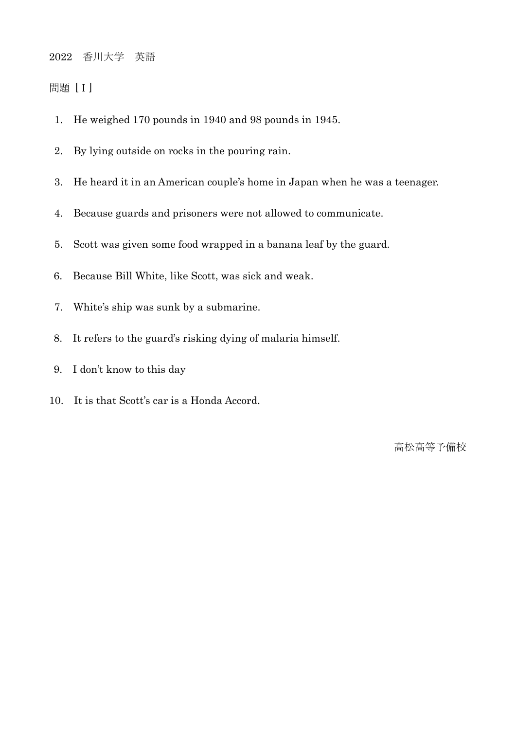2022　香川大学　英語

問題［Ⅰ］

1. He weighed 170 pounds in 1940 and 98 pounds in 1945.
2. By lying outside on rocks in the pouring rain.
3. He heard it in an American couple's home in Japan when he was a teenager.
4. Because guards and prisoners were not allowed to communicate.
5. Scott was given some food wrapped in a banana leaf by the guard.
6. Because Bill White, like Scott, was sick and weak.
7. White's ship was sunk by a submarine.
8. It refers to the guard's risking dying of malaria himself.
9. I don't know to this day
10. It is that Scott's car is a Honda Accord.

高松高等予備校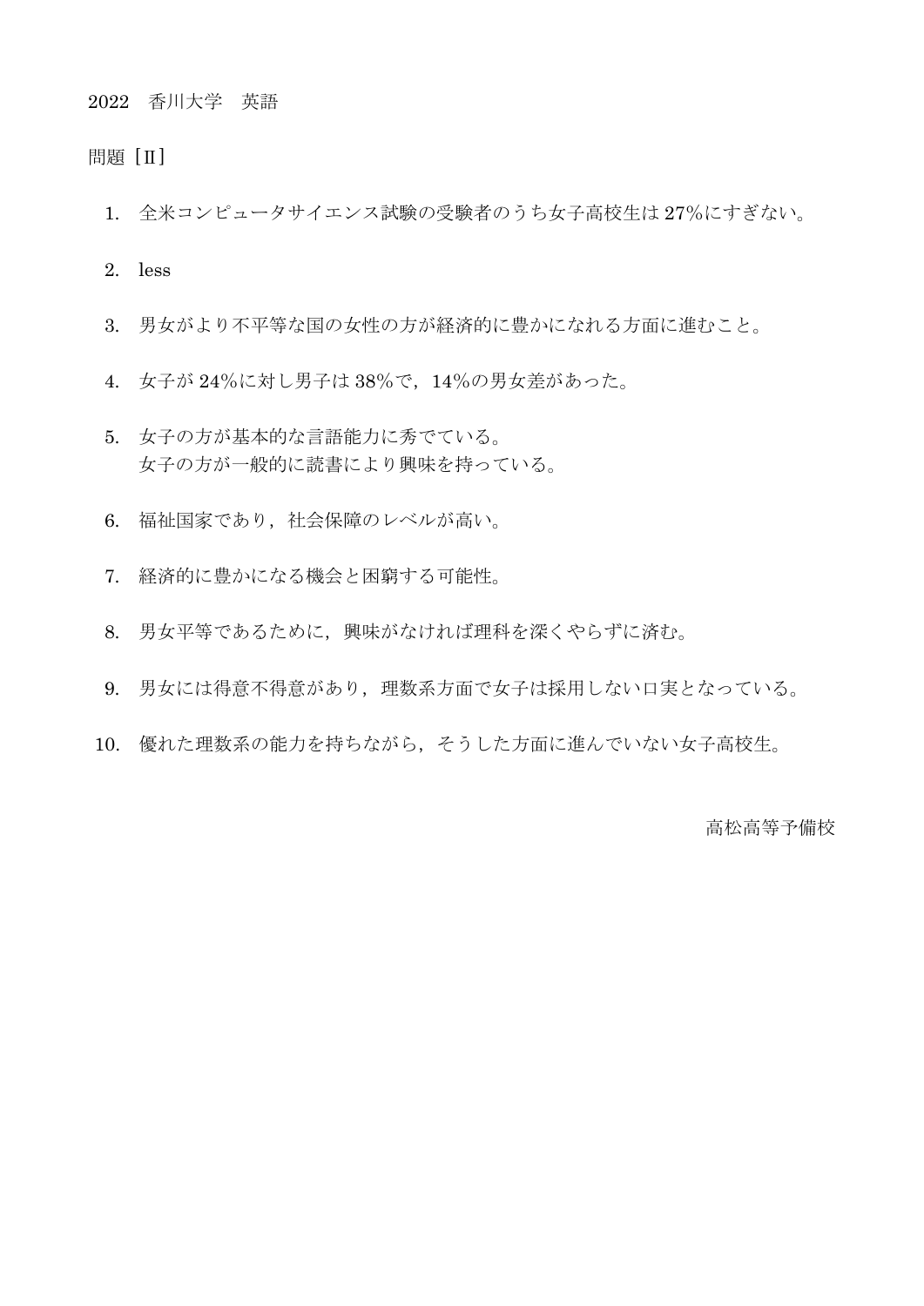2022　香川大学　英語

問題［Ⅱ］

1. 全米コンピュータサイエンス試験の受験者のうち女子高校生は 27%にすぎない。

2. less

3. 男女がより不平等な国の女性の方が経済的に豊かになれる方面に進むこと。

4. 女子が 24%に対し男子は 38%で，14%の男女差があった。

5. 女子の方が基本的な言語能力に秀でている。
   女子の方が一般的に読書により興味を持っている。

6. 福祉国家であり，社会保障のレベルが高い。

7. 経済的に豊かになる機会と困窮する可能性。

8. 男女平等であるために，興味がなければ理科を深くやらずに済む。

9. 男女には得意不得意があり，理数系方面で女子は採用しない口実となっている。

10. 優れた理数系の能力を持ちながら，そうした方面に進んでいない女子高校生。

高松高等予備校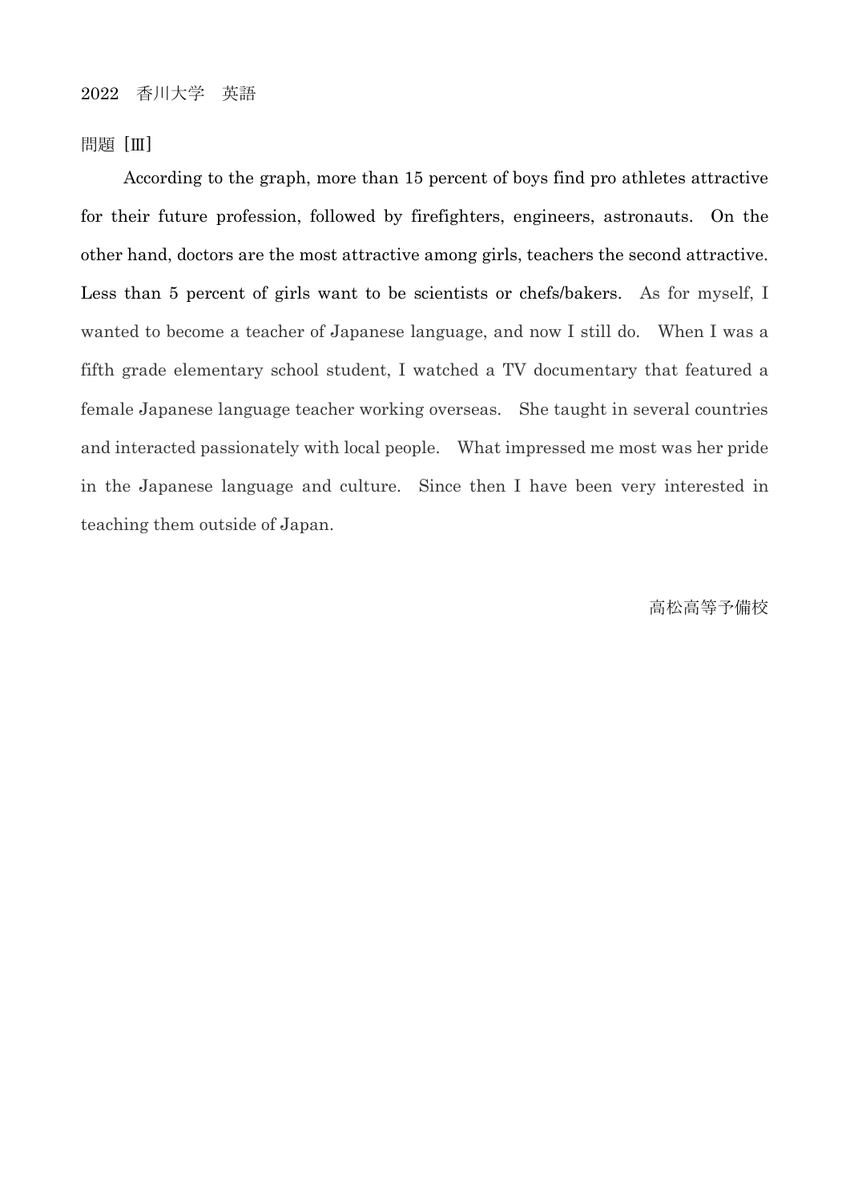2022　香川大学　英語

問題［Ⅲ］

According to the graph, more than 15 percent of boys find pro athletes attractive for their future profession, followed by firefighters, engineers, astronauts. On the other hand, doctors are the most attractive among girls, teachers the second attractive. Less than 5 percent of girls want to be scientists or chefs/bakers. As for myself, I wanted to become a teacher of Japanese language, and now I still do. When I was a fifth grade elementary school student, I watched a TV documentary that featured a female Japanese language teacher working overseas. She taught in several countries and interacted passionately with local people. What impressed me most was her pride in the Japanese language and culture. Since then I have been very interested in teaching them outside of Japan.

高松高等予備校